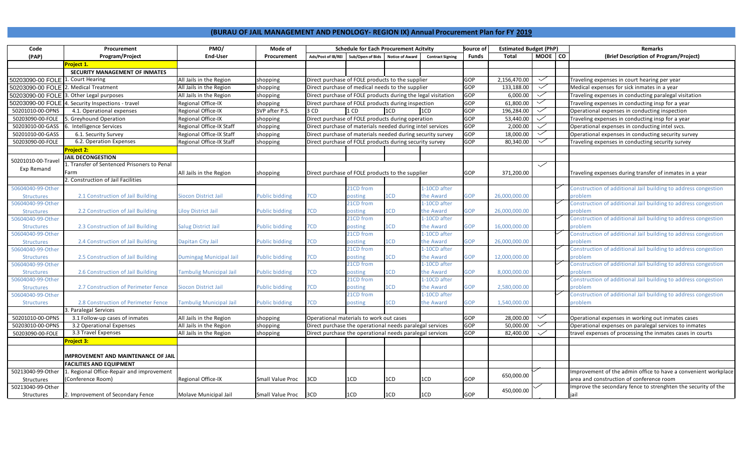# (BURAU OF JAIL MANAGEMENT AND PENOLOGY- REGION IX) Annual Procurement Plan for FY 2019

| Code (PAP) | Procurement Program/Project | PMO/ End-User | Mode of Procurement | Schedule for Each Procurement Acitvity | | | | Source of Funds | Estimated Budget (PhP) | | | Remarks (Brief Description of Program/Project) |
|---|---|---|---|---|---|---|---|---|---|---|---|---|
| | | | | Ads/Post of IB/REI | Sub/Open of Bids | Notice of Award | Contract Signing | | Total | MOOE | CO | |
| | **Project 1.** | | | | | | | | | | | |
| | **SECURITY MANAGEMENT OF INMATES** | | | | | | | | | | | |
| 50203090-00 FOLE | 1. Court Hearing | All Jails in the Region | shopping | Direct purchase of FOLE products to the supplier | | | | GOP | 2,156,470.00 | ✓ | | Traveling expenses in court hearing per year |
| 50203090-00 FOLE | 2. Medical Treatment | All Jails in the Region | shopping | Direct purchase of medical needs to the supplier | | | | GOP | 133,188.00 | ✓ | | Medical expenses for sick inmates in a year |
| 50203090-00 FOLE | 3. Other Legal purposes | All Jails in the Region | shopping | Direct purchase of FOLE products during the legal visitation | | | | GOP | 6,000.00 | ✓ | | Traveling expenses in conducting paralegal visitation |
| 50203090-00 FOLE | 4. Security Inspections - travel | Regional Office-IX | shopping | Direct purchase of FOLE products during inspection | | | | GOP | 61,800.00 | ✓ | | Traveling expenses in conducting insp for a year |
| 50201010-00-OPNS | 4.1. Operational expenses | Regional Office-IX | SVP after P.S. | 3 CD | 1 CD | 1CD | 1CD | GOP | 196,284.00 | ✓ | | Operational expenses in conducting inspection |
| 50203090-00-FOLE | 5. Greyhound Operation | Regional Office-IX | shopping | Direct purchase of FOLE products during operation | | | | GOP | 53,440.00 | ✓ | | Traveling expenses in conducting insp for a year |
| 50203010-00-GASS | 6. Intelligence Services | Regional Office-IX Staff | shopping | Direct purchase of materials needed during intel services | | | | GOP | 2,000.00 | ✓ | | Operational expenses in conducting intel svcs. |
| 50201010-00-GASS | 6.1. Security Survey | Regional Office-IX Staff | shopping | Direct purchase of materials needed during security survey | | | | GOP | 18,000.00 | ✓ | | Operational expenses in conducting security survey |
| 50203090-00-FOLE | 6.2. Operation Expenses | Regional Office-IX Staff | shopping | Direct purchase of FOLE products during security survey | | | | GOP | 80,340.00 | ✓ | | Traveling expenses in conducting security survey |
| | **Project 2:** | | | | | | | | | | | |
| 50201010-00-Travel Exp Remand | **JAIL DECONGESTION** | | | | | | | | | | | |
| | 1. Transfer of Sentenced Prisoners to Penal Farm | All Jails in the Region | shopping | Direct purchase of FOLE products to the supplier | | | | GOP | 371,200.00 | ✓ | | Traveling expenses during transfer of inmates in a year |
| | 2. Construction of Jail Facilities | | | | | | | | | | | |
| 50604040-99-Other Structures | 2.1 Construction of Jail Building | Siocon District Jail | Public bidding | 7CD | 21CD from posting | 1CD | 1-10CD after the Award | GOP | 26,000,000.00 | | ✓ | Construction of additional Jail building to address congestion problem |
| 50604040-99-Other Structures | 2.2 Construction of Jail Building | Liloy District Jail | Public bidding | 7CD | 21CD from posting | 1CD | 1-10CD after the Award | GOP | 26,000,000.00 | | ✓ | Construction of additional Jail building to address congestion problem |
| 50604040-99-Other Structures | 2.3 Construction of Jail Building | Salug District Jail | Public bidding | 7CD | 21CD from posting | 1CD | 1-10CD after the Award | GOP | 16,000,000.00 | | ✓ | Construction of additional Jail building to address congestion problem |
| 50604040-99-Other Structures | 2.4 Construction of Jail Building | Dapitan City Jail | Public bidding | 7CD | 21CD from posting | 1CD | 1-10CD after the Award | GOP | 26,000,000.00 | | ✓ | Construction of additional Jail building to address congestion problem |
| 50604040-99-Other Structures | 2.5 Construction of Jail Building | Dumingag Municipal Jail | Public bidding | 7CD | 21CD from posting | 1CD | 1-10CD after the Award | GOP | 12,000,000.00 | | ✓ | Construction of additional Jail building to address congestion problem |
| 50604040-99-Other Structures | 2.6 Construction of Jail Building | Tambulig Municipal Jail | Public bidding | 7CD | 21CD from posting | 1CD | 1-10CD after the Award | GOP | 8,000,000.00 | | ✓ | Construction of additional Jail building to address congestion problem |
| 50604040-99-Other Structures | 2.7 Construction of Perimeter Fence | Siocon District Jail | Public bidding | 7CD | 21CD from posting | 1CD | 1-10CD after the Award | GOP | 2,580,000.00 | | ✓ | Construction of additional Jail building to address congestion problem |
| 50604040-99-Other Structures | 2.8 Construction of Perimeter Fence | Tambulig Municipal Jail | Public bidding | 7CD | 21CD from posting | 1CD | 1-10CD after the Award | GOP | 1,540,000.00 | | ✓ | Construction of additional Jail building to address congestion problem |
| | 3. Paralegal Services | | | | | | | | | | | |
| 50201010-00-OPNS | 3.1 Follow-up cases of inmates | All Jails in the Region | shopping | Operational materials to work out cases | | | | GOP | 28,000.00 | ✓ | | Operational expenses in working out inmates cases |
| 50203010-00-OPNS | 3.2 Operational Expenses | All Jails in the Region | shopping | Direct purchase the operational needs paralegal services | | | | GOP | 50,000.00 | ✓ | | Operational expenses on paralegal services to inmates |
| 50203090-00-FOLE | 3.3 Travel Expenses | All Jails in the Region | shopping | Direct purchase the operational needs paralegal services | | | | GOP | 82,400.00 | ✓ | | travel expenses of processing the inmates cases in courts |
| | **Project 3:** | | | | | | | | | | | |
| | **IMPROVEMENT AND MAINTENANCE OF JAIL** | | | | | | | | | | | |
| | **FACILITIES AND EQUIPMENT** | | | | | | | | | | | |
| 50213040-99-Other Structures | 1. Regional Office-Repair and improvement (Conference Room) | Regional Office-IX | Small Value Proc | 3CD | 1CD | 1CD | 1CD | GOP | 650,000.00 | ✓ | | Improvement of the admin office to have a convenient workplace area and construction of conference room |
| 50213040-99-Other Structures | 2. Improvement of Secondary Fence | Molave Municipal Jail | Small Value Proc | 3CD | 1CD | 1CD | 1CD | GOP | 450,000.00 | ✓ | | Improve the secondary fence to strenghten the security of the jail |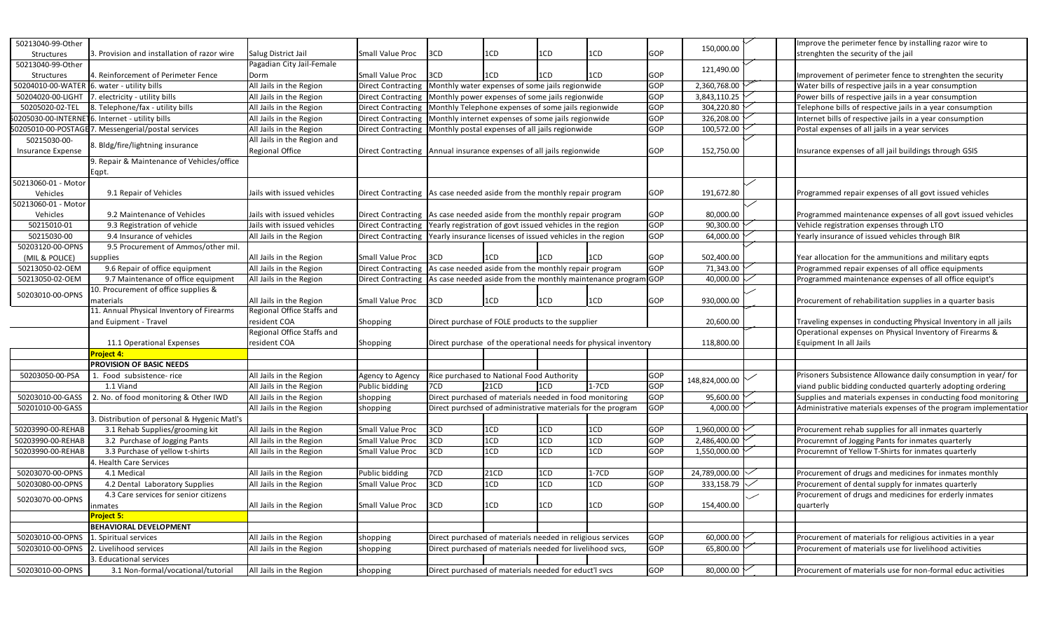| | | | | | | | | | | | | |
|---|---|---|---|---|---|---|---|---|---|---|---|---|
| 50213040-99-Other Structures | 3. Provision and installation of razor wire | Salug District Jail | Small Value Proc | 3CD | 1CD | 1CD | 1CD | GOP | 150,000.00 | ✓ | | Improve the perimeter fence by installing razor wire to strenghten the security of the jail |
| 50213040-99-Other Structures | 4. Reinforcement of Perimeter Fence | Pagadian City Jail-Female Dorm | Small Value Proc | 3CD | 1CD | 1CD | 1CD | GOP | 121,490.00 | ✓ | | Improvement of perimeter fence to strenghten the security |
| 50204010-00-WATER | 6. water - utility bills | All Jails in the Region | Direct Contracting | Monthly water expenses of some jails regionwide | | | | GOP | 2,360,768.00 | ✓ | | Water bills of respective jails in a year consumption |
| 50204020-00-LIGHT | 7. electricity - utility bills | All Jails in the Region | Direct Contracting | Monthly power expenses of some jails regionwide | | | | GOP | 3,843,110.25 | ✓ | | Power bills of respective jails in a year consumption |
| 50205020-02-TEL | 8. Telephone/fax - utility bills | All Jails in the Region | Direct Contracting | Monthly Telephone expenses of some jails regionwide | | | | GOP | 304,220.80 | ✓ | | Telephone bills of respective jails in a year consumption |
| 50205030-00-INTERNET | 6. Internet - utility bills | All Jails in the Region | Direct Contracting | Monthly internet expenses of some jails regionwide | | | | GOP | 326,208.00 | ✓ | | Internet bills of respective jails in a year consumption |
| 50205010-00-POSTAGE | 7. Messengerial/postal services | All Jails in the Region | Direct Contracting | Monthly postal expenses of all jails regionwide | | | | GOP | 100,572.00 | ✓ | | Postal expenses of all jails in a year services |
| 50215030-00-Insurance Expense | 8. Bldg/fire/lightning insurance | All Jails in the Region and Regional Office | Direct Contracting | Annual insurance expenses of all jails regionwide | | | | GOP | 152,750.00 | ✓ | | Insurance expenses of all jail buildings through GSIS |
| | 9. Repair & Maintenance of Vehicles/office Eqpt. | | | | | | | | | | | |
| 50213060-01 - Motor Vehicles | 9.1 Repair of Vehicles | Jails with issued vehicles | Direct Contracting | As case needed aside from the monthly repair program | | | | GOP | 191,672.80 | ✓ | | Programmed repair expenses of all govt issued vehicles |
| 50213060-01 - Motor Vehicles | 9.2 Maintenance of Vehicles | Jails with issued vehicles | Direct Contracting | As case needed aside from the monthly repair program | | | | GOP | 80,000.00 | ✓ | | Programmed maintenance expenses of all govt issued vehicles |
| 50215010-01 | 9.3 Registration of vehicle | Jails with issued vehicles | Direct Contracting | Yearly registration of govt issued vehicles in the region | | | | GOP | 90,300.00 | ✓ | | Vehicle registration expenses through LTO |
| 50215030-00 | 9.4 Insurance of vehicles | All Jails in the Region | Direct Contracting | Yearly insurance licenses of issued vehicles in the region | | | | GOP | 64,000.00 | ✓ | | Yearly insurance of issued vehicles through BIR |
| 50203120-00-OPNS (MIL & POLICE) | 9.5 Procurement of Ammos/other mil. supplies | All Jails in the Region | Small Value Proc | 3CD | 1CD | 1CD | 1CD | GOP | 502,400.00 | ✓ | | Year allocation for the ammunitions and military eqpts |
| 50213050-02-OEM | 9.6 Repair of office equipment | All Jails in the Region | Direct Contracting | As case needed aside from the monthly repair program | | | | GOP | 71,343.00 | ✓ | | Programmed repair expenses of all office equipments |
| 50213050-02-OEM | 9.7 Maintenance of office equipment | All Jails in the Region | Direct Contracting | As case needed aside from the monthly maintenance program | | | | GOP | 40,000.00 | ✓ | | Programmed maintenance expenses of all office equipt's |
| 50203010-00-OPNS | 10. Procurement of office supplies & materials | All Jails in the Region | Small Value Proc | 3CD | 1CD | 1CD | 1CD | GOP | 930,000.00 | ✓ | | Procurement of rehabilitation supplies in a quarter basis |
| | 11. Annual Physical Inventory of Firearms and Euipment - Travel | Regional Office Staffs and resident COA | Shopping | Direct purchase of FOLE products to the supplier | | | | | 20,600.00 | ✓ | | Traveling expenses in conducting Physical Inventory in all jails |
| | 11.1 Operational Expenses | Regional Office Staffs and resident COA | Shopping | Direct purchase of the operational needs for physical inventory | | | | | 118,800.00 | ✓ | | Operational expenses on Physical Inventory of Firearms & Equipment In all Jails |
| | **Project 4:** | | | | | | | | | | | |
| | **PROVISION OF BASIC NEEDS** | | | | | | | | | | | |
| 50203050-00-PSA | 1. Food subsistence- rice | All Jails in the Region | Agency to Agency | Rice purchased to National Food Authority | | | | GOP | 148,824,000.00 | ✓ | | Prisoners Subsistence Allowance daily consumption in year/ for viand public bidding conducted quarterly adopting ordering |
| | 1.1 Viand | All Jails in the Region | Public bidding | 7CD | 21CD | 1CD | 1-7CD | GOP | | | | |
| 50203010-00-GASS | 2. No. of food monitoring & Other IWD | All Jails in the Region | shopping | Direct purchased of materials needed in food monitoring | | | | GOP | 95,600.00 | ✓ | | Supplies and materials expenses in conducting food monitoring |
| 50201010-00-GASS | | All Jails in the Region | shopping | Direct purchsed of administrative materials for the program | | | | GOP | 4,000.00 | ✓ | | Administrative materials expenses of the program implementation |
| | 3. Distribution of personal & Hygenic Matl's | | | | | | | | | | | |
| 50203990-00-REHAB | 3.1 Rehab Supplies/grooming kit | All Jails in the Region | Small Value Proc | 3CD | 1CD | 1CD | 1CD | GOP | 1,960,000.00 | ✓ | | Procurement rehab supplies for all inmates quarterly |
| 50203990-00-REHAB | 3.2 Purchase of Jogging Pants | All Jails in the Region | Small Value Proc | 3CD | 1CD | 1CD | 1CD | GOP | 2,486,400.00 | ✓ | | Procuremnt of Jogging Pants for inmates quarterly |
| 50203990-00-REHAB | 3.3 Purchase of yellow t-shirts | All Jails in the Region | Small Value Proc | 3CD | 1CD | 1CD | 1CD | GOP | 1,550,000.00 | ✓ | | Procuremnt of Yellow T-Shirts for inmates quarterly |
| | 4. Health Care Services | | | | | | | | | | | |
| 50203070-00-OPNS | 4.1 Medical | All Jails in the Region | Public bidding | 7CD | 21CD | 1CD | 1-7CD | GOP | 24,789,000.00 | ✓ | | Procurement of drugs and medicines for inmates monthly |
| 50203080-00-OPNS | 4.2 Dental Laboratory Supplies | All Jails in the Region | Small Value Proc | 3CD | 1CD | 1CD | 1CD | GOP | 333,158.79 | ✓ | | Procurement of dental supply for inmates quarterly |
| 50203070-00-OPNS | 4.3 Care services for senior citizens inmates | All Jails in the Region | Small Value Proc | 3CD | 1CD | 1CD | 1CD | GOP | 154,400.00 | ✓ | | Procurement of drugs and medicines for erderly inmates quarterly |
| | **Project 5:** | | | | | | | | | | | |
| | **BEHAVIORAL DEVELOPMENT** | | | | | | | | | | | |
| 50203010-00-OPNS | 1. Spiritual services | All Jails in the Region | shopping | Direct purchased of materials needed in religious services | | | | GOP | 60,000.00 | ✓ | | Procurement of materials for religious activities in a year |
| 50203010-00-OPNS | 2. Livelihood services | All Jails in the Region | shopping | Direct purchased of materials needed for livelihood svcs, | | | | GOP | 65,800.00 | ✓ | | Procurement of materials use for livelihood activities |
| | 3. Educational services | | | | | | | | | | | |
| 50203010-00-OPNS | 3.1 Non-formal/vocational/tutorial | All Jails in the Region | shopping | Direct purchased of materials needed for educt'l svcs | | | | GOP | 80,000.00 | ✓ | | Procurement of materials use for non-formal educ activities |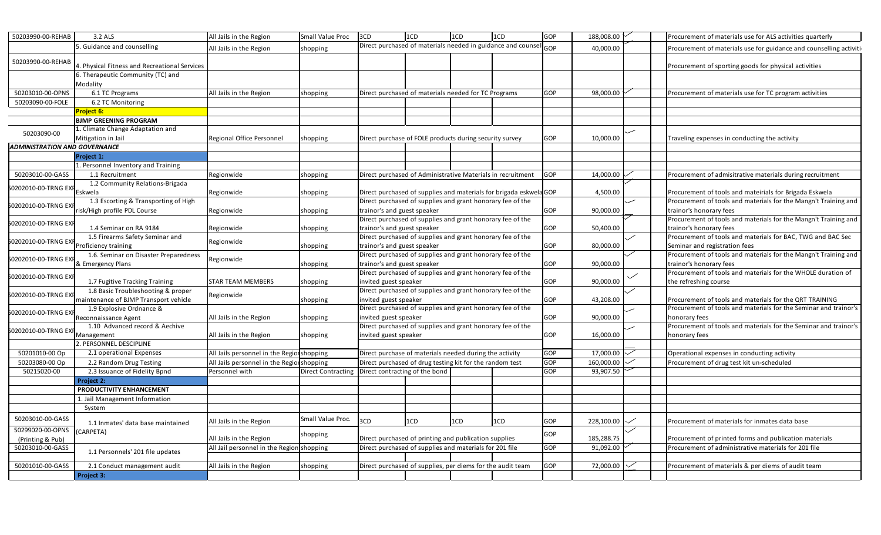| | | | | | | | | | | | | |
|---|---|---|---|---|---|---|---|---|---|---|---|---|
| 50203990-00-REHAB | 3.2 ALS | All Jails in the Region | Small Value Proc | 3CD | 1CD | 1CD | 1CD | GOP | 188,008.00 | | | Procurement of materials use for ALS activities quarterly |
| | 5. Guidance and counselling | All Jails in the Region | shopping | Direct purchased of materials needed in guidance and counsel | | | | GOP | 40,000.00 | | | Procurement of materials use for guidance and counselling activiti |
| 50203990-00-REHAB | 4. Physical Fitness and Recreational Services | | | | | | | | | | | Procurement of sporting goods for physical activities |
| | 6. Therapeutic Community (TC) and Modality | | | | | | | | | | | |
| 50203010-00-OPNS | 6.1 TC Programs | All Jails in the Region | shopping | Direct purchased of materials needed for TC Programs | | | | GOP | 98,000.00 | | | Procurement of materials use for TC program activities |
| 50203090-00-FOLE | 6.2 TC Monitoring | | | | | | | | | | | |
| | **Project 6:** | | | | | | | | | | | |
| | **BJMP GREENING PROGRAM** | | | | | | | | | | | |
| 50203090-00 | 1. Climate Change Adaptation and Mitigation in Jail | Regional Office Personnel | shopping | Direct purchase of FOLE products during security survey | | | | GOP | 10,000.00 | | | Traveling expenses in conducting the activity |
| ***ADMINISTRATION AND GOVERNANCE*** | | | | | | | | | | | | |
| | **Project 1:** | | | | | | | | | | | |
| | 1. Personnel Inventory and Training | | | | | | | | | | | |
| 50203010-00-GASS | 1.1 Recruitment | Regionwide | shopping | Direct purchased of Administrative Materials in recruitment | | | | GOP | 14,000.00 | | | Procurement of admisitrative materials during recruitment |
| 50202010-00-TRNG EXP | 1.2 Community Relations-Brigada Eskwela | Regionwide | shopping | Direct purchased of supplies and materials for brigada eskwela | | | | GOP | 4,500.00 | | | Procurement of tools and mateirials for Brigada Eskwela |
| 50202010-00-TRNG EXP | 1.3 Escorting & Transporting of High risk/High profile PDL Course | Regionwide | shopping | Direct purchased of supplies and grant honorary fee of the trainor's and guest speaker | | | | GOP | 90,000.00 | | | Procurement of tools and materials for the Mangn't Training and trainor's honorary fees |
| 50202010-00-TRNG EXP | 1.4 Seminar on RA 9184 | Regionwide | shopping | Direct purchased of supplies and grant honorary fee of the trainor's and guest speaker | | | | GOP | 50,400.00 | | | Procurement of tools and materials for the Mangn't Training and trainor's honorary fees |
| 50202010-00-TRNG EXP | 1.5 Firearms Safety Seminar and Proficiency training | Regionwide | shopping | Direct purchased of supplies and grant honorary fee of the trainor's and guest speaker | | | | GOP | 80,000.00 | | | Procurement of tools and materials for BAC, TWG and BAC Sec Seminar and registration fees |
| 50202010-00-TRNG EXP | 1.6. Seminar on Disaster Preparedness & Emergency Plans | Regionwide | shopping | Direct purchased of supplies and grant honorary fee of the trainor's and guest speaker | | | | GOP | 90,000.00 | | | Procurement of tools and materials for the Mangn't Training and trainor's honorary fees |
| 50202010-00-TRNG EXP | 1.7 Fugitive Tracking Training | STAR TEAM MEMBERS | shopping | Direct purchased of supplies and grant honorary fee of the invited guest speaker | | | | GOP | 90,000.00 | | | Procurement of tools and materials for the WHOLE duration of the refreshing course |
| 50202010-00-TRNG EXP | 1.8 Basic Troubleshooting & proper maintenance of BJMP Transport vehicle | Regionwide | shopping | Direct purchased of supplies and grant honorary fee of the invited guest speaker | | | | GOP | 43,208.00 | | | Procurement of tools and materials for the QRT TRAINING |
| 50202010-00-TRNG EXP | 1.9 Explosive Ordnance & Reconnaissance Agent | All Jails in the Region | shopping | Direct purchased of supplies and grant honorary fee of the invited guest speaker | | | | GOP | 90,000.00 | | | Procurement of tools and materials for the Seminar and trainor's honorary fees |
| 50202010-00-TRNG EXP | 1.10 Advanced record & Aechive Management | All Jails in the Region | shopping | Direct purchased of supplies and grant honorary fee of the invited guest speaker | | | | GOP | 16,000.00 | | | Procurement of tools and materials for the Seminar and trainor's honorary fees |
| | 2. PERSONNEL DESCIPLINE | | | | | | | | | | | |
| 50201010-00 Op | 2.1 operational Expenses | All Jails personnel in the Region | shopping | Direct purchase of materials needed during the activity | | | | GOP | 17,000.00 | | | Operational expenses in conducting activity |
| 50203080-00 Op | 2.2 Random Drug Testing | All Jails personnel in the Region | shopping | Direct purchased of drug testing kit for the random test | | | | GOP | 160,000.00 | | | Procurement of drug test kit un-scheduled |
| 50215020-00 | 2.3 Issuance of Fidelity Bpnd | Personnel with | Direct Contracting | Direct contracting of the bond | | | | GOP | 93,907.50 | | | |
| | **Project 2:** | | | | | | | | | | | |
| | **PRODUCTIVITY ENHANCEMENT** | | | | | | | | | | | |
| | 1. Jail Management Information System | | | | | | | | | | | |
| 50203010-00-GASS | 1.1 Inmates' data base maintained (CARPETA) | All Jails in the Region | Small Value Proc. | 3CD | 1CD | 1CD | 1CD | GOP | 228,100.00 | | | Procurement of materials for inmates data base |
| 50299020-00-OPNS (Printing & Pub) | | All Jails in the Region | shopping | Direct purchased of printing and publication supplies | | | | GOP | 185,288.75 | | | Procurement of printed forms and publication materials |
| 50203010-00-GASS | 1.1 Personnels' 201 file updates | All Jail personnel in the Region | shopping | Direct purchased of supplies and materials for 201 file | | | | GOP | 91,092.00 | | | Procurement of administrative materials for 201 file |
| 50201010-00-GASS | 2.1 Conduct management audit | All Jails in the Region | shopping | Direct purchased of supplies, per diems for the audit team | | | | GOP | 72,000.00 | | | Procurement of materials & per diems of audit team |
| | **Project 3:** | | | | | | | | | | | |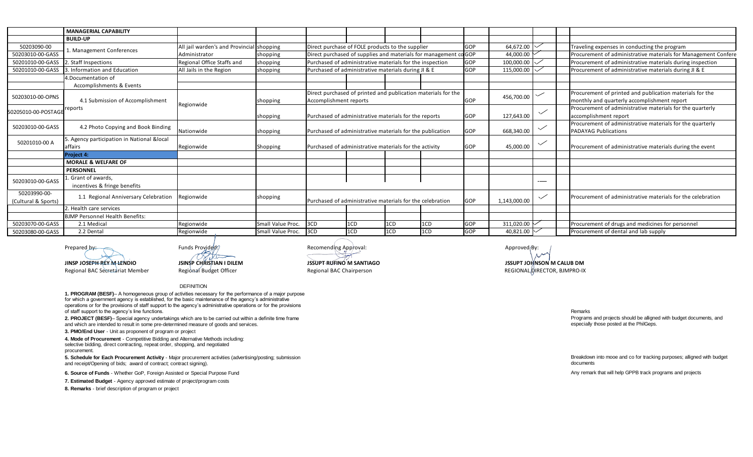| | | | | | | | | | | | | |
|---|---|---|---|---|---|---|---|---|---|---|---|---|
| | **MANAGERIAL CAPABILITY** | | | | | | | | | | | |
| | **BUILD-UP** | | | | | | | | | | | |
| 50203090-00 | 1. Management Conferences | All jail warden's and Provincial | shopping | Direct purchase of FOLE products to the supplier | | | | GOP | 64,672.00 | ✓ | | Traveling expenses in conducting the program |
| 50203010-00-GASS | | Administrator | shopping | Direct purchased of supplies and materials for management co | | | | GOP | 44,000.00 | ✓ | | Procurement of administrative materials for Management Confere |
| 50201010-00-GASS | 2. Staff Inspections | Regional Office Staffs and | shopping | Purchased of administrative materials for the inspection | | | | GOP | 100,000.00 | ✓ | | Procurement of administrative materials during inspection |
| 50201010-00-GASS | 3. Information and Education | All Jails in the Region | shopping | Purchased of administrative materials during JI & E | | | | GOP | 115,000.00 | ✓ | | Procurement of administrative materials during JI & E |
| | 4.Documentation of Accomplishments & Events | | | | | | | | | | | |
| 50203010-00-OPNS | 4.1 Submission of Accomplishment reports | Regionwide | shopping | Direct purchased of printed and publication materials for the Accomplishment reports | | | | GOP | 456,700.00 | ✓ | | Procurement of printed and publication materials for the monthly and quarterly accomplishment report |
| 50205010-00-POSTAGE | | | shopping | Purchased of administrative materials for the reports | | | | GOP | 127,643.00 | ✓ | | Procurement of administrative materials for the quarterly accomplishment report |
| 50203010-00-GASS | 4.2 Photo Copying and Book Binding | Nationwide | shopping | Purchased of administrative materials for the publication | | | | GOP | 668,340.00 | ✓ | | Procurement of administrative materials for the quarterly PADAYAG Publications |
| 50201010-00 A | 5. Agency participation in National &local affairs | Regionwide | Shopping | Purchased of administrative materials for the activity | | | | GOP | 45,000.00 | ✓ | | Procurement of administrative materials during the event |
| | **Project 4:** | | | | | | | | | | | |
| | **MORALE & WELFARE OF** | | | | | | | | | | | |
| | **PERSONNEL** | | | | | | | | | | | |
| 50203010-00-GASS | 1. Grant of awards, incentives & fringe benefits | | | | | | | | | — | | |
| 50203990-00-(Cultural & Sports) | 1.1 Regional Anniversary Celebration | Regionwide | shopping | Purchased of administrative materials for the celebration | | | | GOP | 1,143,000.00 | ✓ | | Procurement of administrative materials for the celebration |
| | 2. Health care services | | | | | | | | | | | |
| | BJMP Personnel Health Benefits: | | | | | | | | | | | |
| 50203070-00-GASS | 2.1 Medical | Regionwide | Small Value Proc. | 3CD | 1CD | 1CD | 1CD | GOP | 311,020.00 | ✓ | | Procurement of drugs and medicines for personnel |
| 50203080-00-GASS | 2.2 Dental | Regionwide | Small Value Proc. | 3CD | 1CD | 1CD | 1CD | GOP | 40,821.00 | ✓ | | Procurement of dental and lab supply |

Prepared by:

**JINSP JOSEPH REY M LENDIO**
Regional BAC Secretariat Member

Funds Provided:

**JSINSP CHRISTIAN I DILEM**
Regional Budget Officer

Recomending Approval:

**JSSUPT RUFINO M SANTIAGO**
Regional BAC Chairperson

Approved By:

**JSSUPT JOHNSON M CALUB DM**
REGIONAL DIRECTOR, BJMPRO-IX

DEFINITION

**1. PROGRAM (BESF)**– A homogeneous group of activities necessary for the performance of a major purpose for which a government agency is established, for the basic maintenance of the agency's administrative operations or for the provisions of staff support to the agency's administrative operations or for the provisions of staff support to the agency's line functions.

**2. PROJECT (BESF)**– Special agency undertakings which are to be carried out within a definite time frame and which are intended to result in some pre-determined measure of goods and services.

**3. PMO/End User** - Unit as proponent of program or project

**4. Mode of Procurement** - Competitive Bidding and Alternative Methods including: selective bidding, direct contracting, repeat order, shopping, and negotiated procurement.

**5. Schedule for Each Procurement Activity** - Major procurement activities (advertising/posting; submission and receipt/Opening of bids; award of contract; contract signing).

**6. Source of Funds** - Whether GoP, Foreign Assisted or Special Purpose Fund

**7. Estimated Budget** - Agency approved estimate of project/program costs

**8. Remarks** - brief description of program or project

Remarks

Programs and projects should be alligned with budget documents, and especially those posted at the PhilGeps.

Breakdown into mooe and co for tracking purposes; alligned with budget documents

Any remark that will help GPPB track programs and projects